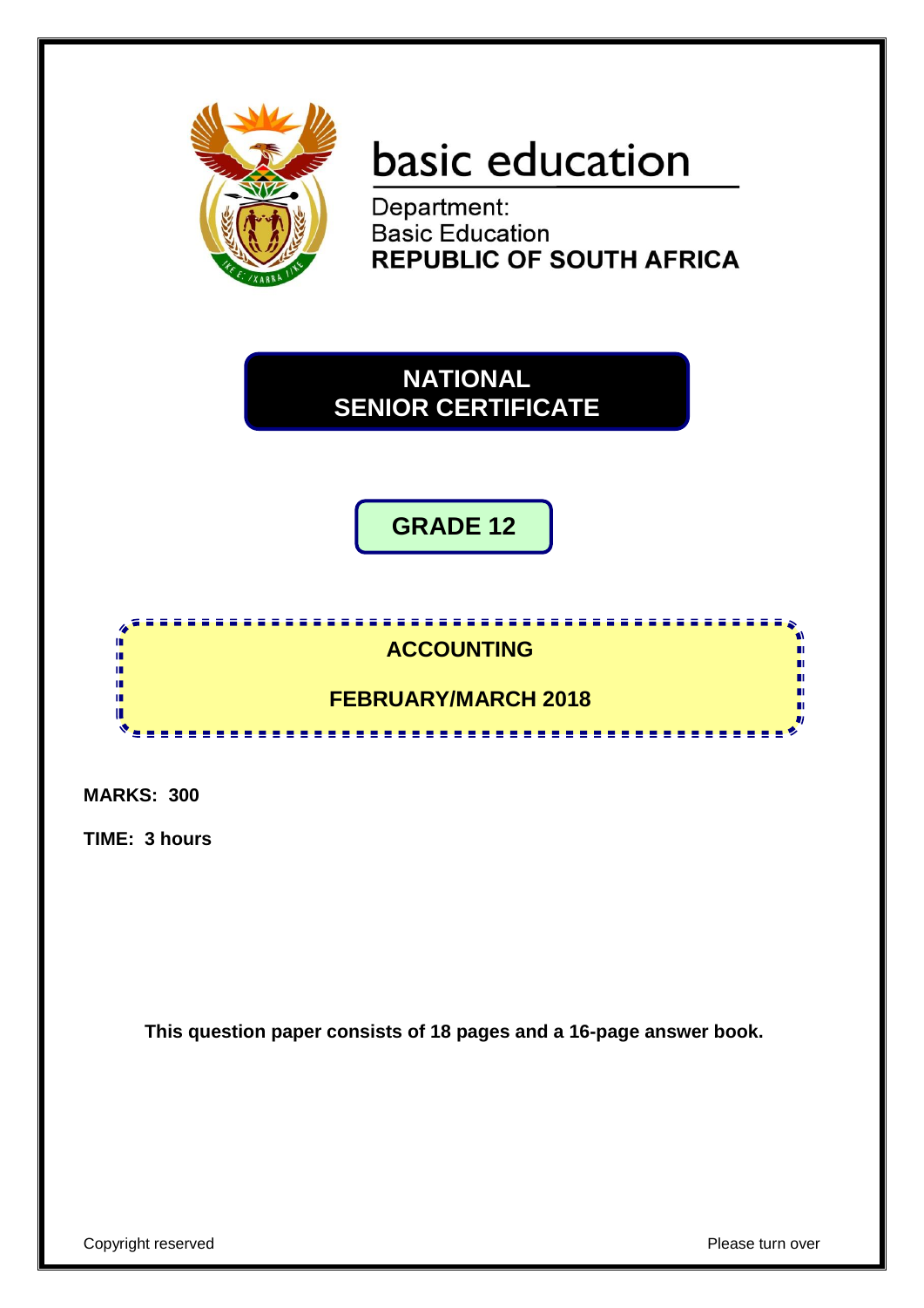basic education

Department:
Basic Education
**REPUBLIC OF SOUTH AFRICA**

# NATIONAL SENIOR CERTIFICATE

## GRADE 12

## ACCOUNTING

## FEBRUARY/MARCH 2018

**MARKS: 300**

**TIME: 3 hours**

**This question paper consists of 18 pages and a 16-page answer book.**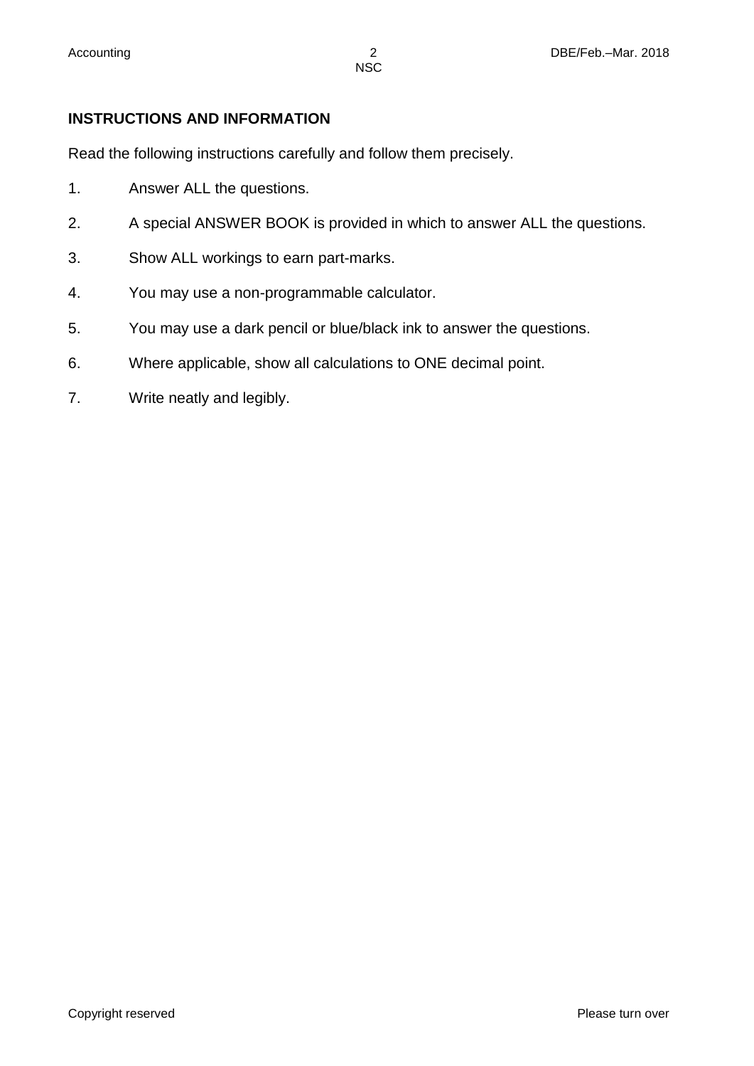**INSTRUCTIONS AND INFORMATION**

Read the following instructions carefully and follow them precisely.

1. Answer ALL the questions.
2. A special ANSWER BOOK is provided in which to answer ALL the questions.
3. Show ALL workings to earn part-marks.
4. You may use a non-programmable calculator.
5. You may use a dark pencil or blue/black ink to answer the questions.
6. Where applicable, show all calculations to ONE decimal point.
7. Write neatly and legibly.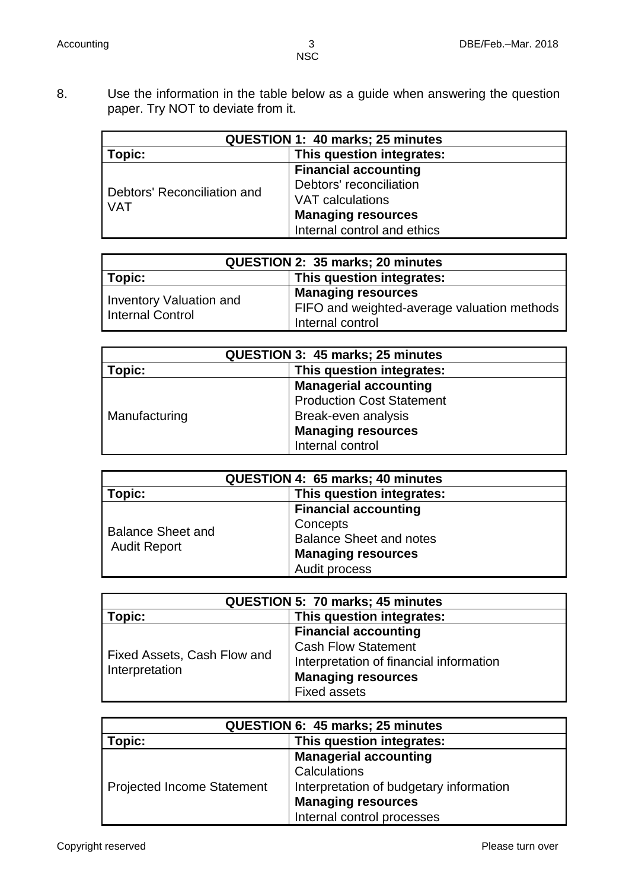8. Use the information in the table below as a guide when answering the question paper. Try NOT to deviate from it.

| QUESTION 1: 40 marks; 25 minutes | |
|---|---|
| **Topic:** | **This question integrates:** |
| Debtors' Reconciliation and VAT | **Financial accounting**<br>Debtors' reconciliation<br>VAT calculations<br>**Managing resources**<br>Internal control and ethics |

| QUESTION 2: 35 marks; 20 minutes | |
|---|---|
| **Topic:** | **This question integrates:** |
| Inventory Valuation and Internal Control | **Managing resources**<br>FIFO and weighted-average valuation methods<br>Internal control |

| QUESTION 3: 45 marks; 25 minutes | |
|---|---|
| **Topic:** | **This question integrates:** |
| Manufacturing | **Managerial accounting**<br>Production Cost Statement<br>Break-even analysis<br>**Managing resources**<br>Internal control |

| QUESTION 4: 65 marks; 40 minutes | |
|---|---|
| **Topic:** | **This question integrates:** |
| Balance Sheet and Audit Report | **Financial accounting**<br>Concepts<br>Balance Sheet and notes<br>**Managing resources**<br>Audit process |

| QUESTION 5: 70 marks; 45 minutes | |
|---|---|
| **Topic:** | **This question integrates:** |
| Fixed Assets, Cash Flow and Interpretation | **Financial accounting**<br>Cash Flow Statement<br>Interpretation of financial information<br>**Managing resources**<br>Fixed assets |

| QUESTION 6: 45 marks; 25 minutes | |
|---|---|
| **Topic:** | **This question integrates:** |
| Projected Income Statement | **Managerial accounting**<br>Calculations<br>Interpretation of budgetary information<br>**Managing resources**<br>Internal control processes |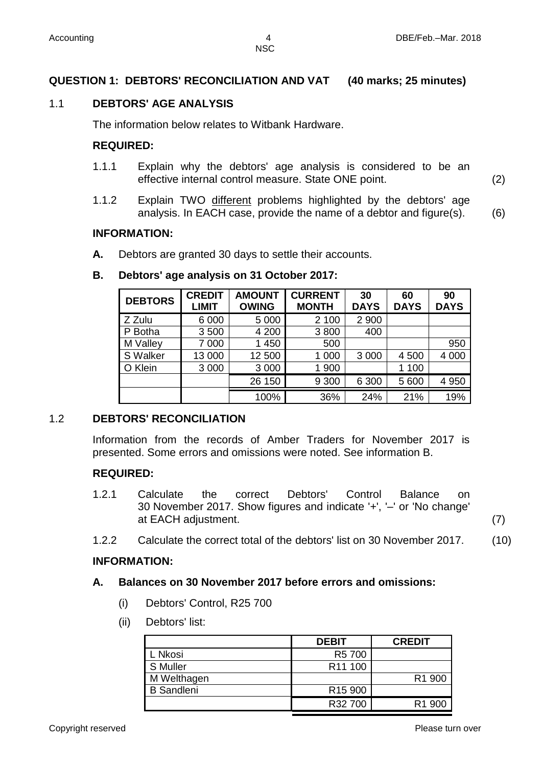## QUESTION 1: DEBTORS' RECONCILIATION AND VAT (40 marks; 25 minutes)

### 1.1 DEBTORS' AGE ANALYSIS

The information below relates to Witbank Hardware.

**REQUIRED:**

1.1.1 Explain why the debtors' age analysis is considered to be an effective internal control measure. State ONE point. (2)

1.1.2 Explain TWO different problems highlighted by the debtors' age analysis. In EACH case, provide the name of a debtor and figure(s). (6)

**INFORMATION:**

**A.** Debtors are granted 30 days to settle their accounts.

**B. Debtors' age analysis on 31 October 2017:**

| DEBTORS | CREDIT LIMIT | AMOUNT OWING | CURRENT MONTH | 30 DAYS | 60 DAYS | 90 DAYS |
|---|---|---|---|---|---|---|
| Z Zulu | 6 000 | 5 000 | 2 100 | 2 900 | | |
| P Botha | 3 500 | 4 200 | 3 800 | 400 | | |
| M Valley | 7 000 | 1 450 | 500 | | | 950 |
| S Walker | 13 000 | 12 500 | 1 000 | 3 000 | 4 500 | 4 000 |
| O Klein | 3 000 | 3 000 | 1 900 | | 1 100 | |
| | | 26 150 | 9 300 | 6 300 | 5 600 | 4 950 |
| | | 100% | 36% | 24% | 21% | 19% |

### 1.2 DEBTORS' RECONCILIATION

Information from the records of Amber Traders for November 2017 is presented. Some errors and omissions were noted. See information B.

**REQUIRED:**

1.2.1 Calculate the correct Debtors' Control Balance on 30 November 2017. Show figures and indicate '+', '–' or 'No change' at EACH adjustment. (7)

1.2.2 Calculate the correct total of the debtors' list on 30 November 2017. (10)

**INFORMATION:**

**A. Balances on 30 November 2017 before errors and omissions:**

(i) Debtors' Control, R25 700

(ii) Debtors' list:

| | DEBIT | CREDIT |
|---|---|---|
| L Nkosi | R5 700 | |
| S Muller | R11 100 | |
| M Welthagen | | R1 900 |
| B Sandleni | R15 900 | |
| | R32 700 | R1 900 |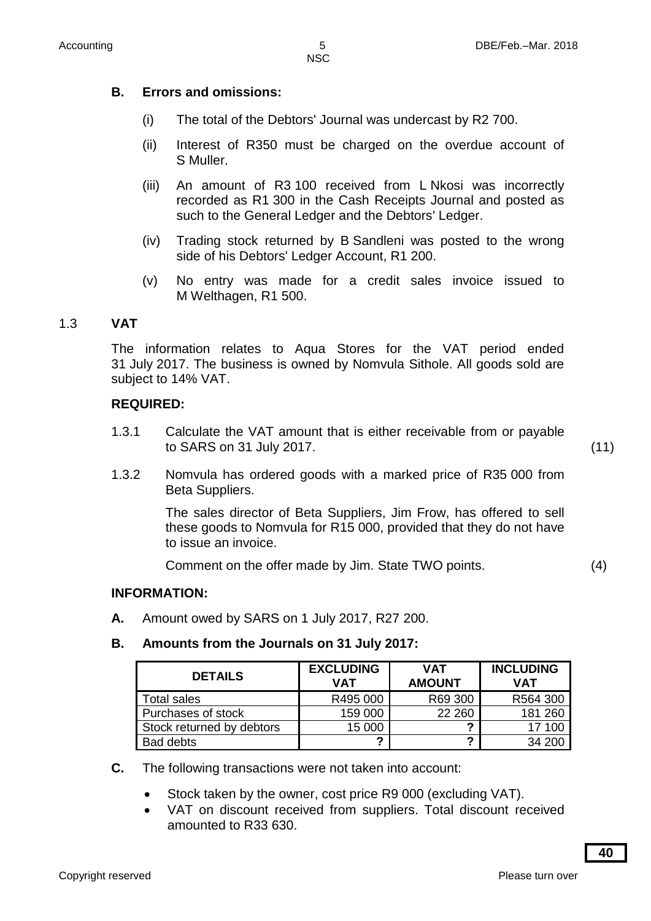**B. Errors and omissions:**

(i) The total of the Debtors' Journal was undercast by R2 700.

(ii) Interest of R350 must be charged on the overdue account of S Muller.

(iii) An amount of R3 100 received from L Nkosi was incorrectly recorded as R1 300 in the Cash Receipts Journal and posted as such to the General Ledger and the Debtors' Ledger.

(iv) Trading stock returned by B Sandleni was posted to the wrong side of his Debtors' Ledger Account, R1 200.

(v) No entry was made for a credit sales invoice issued to M Welthagen, R1 500.

## 1.3 VAT

The information relates to Aqua Stores for the VAT period ended 31 July 2017. The business is owned by Nomvula Sithole. All goods sold are subject to 14% VAT.

**REQUIRED:**

1.3.1 Calculate the VAT amount that is either receivable from or payable to SARS on 31 July 2017. (11)

1.3.2 Nomvula has ordered goods with a marked price of R35 000 from Beta Suppliers.

The sales director of Beta Suppliers, Jim Frow, has offered to sell these goods to Nomvula for R15 000, provided that they do not have to issue an invoice.

Comment on the offer made by Jim. State TWO points. (4)

**INFORMATION:**

**A.** Amount owed by SARS on 1 July 2017, R27 200.

**B. Amounts from the Journals on 31 July 2017:**

| DETAILS | EXCLUDING VAT | VAT AMOUNT | INCLUDING VAT |
|---|---|---|---|
| Total sales | R495 000 | R69 300 | R564 300 |
| Purchases of stock | 159 000 | 22 260 | 181 260 |
| Stock returned by debtors | 15 000 | **?** | 17 100 |
| Bad debts | **?** | **?** | 34 200 |

**C.** The following transactions were not taken into account:

- Stock taken by the owner, cost price R9 000 (excluding VAT).
- VAT on discount received from suppliers. Total discount received amounted to R33 630.

**40**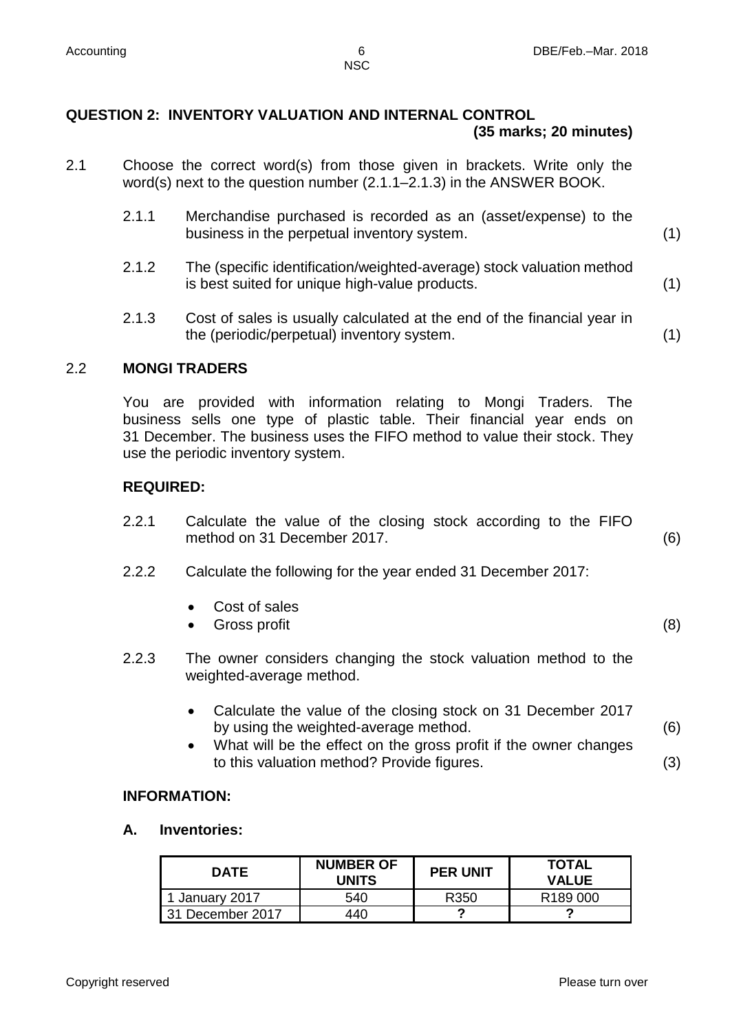## QUESTION 2: INVENTORY VALUATION AND INTERNAL CONTROL

**(35 marks; 20 minutes)**

2.1 Choose the correct word(s) from those given in brackets. Write only the word(s) next to the question number (2.1.1–2.1.3) in the ANSWER BOOK.

2.1.1 Merchandise purchased is recorded as an (asset/expense) to the business in the perpetual inventory system. (1)

2.1.2 The (specific identification/weighted-average) stock valuation method is best suited for unique high-value products. (1)

2.1.3 Cost of sales is usually calculated at the end of the financial year in the (periodic/perpetual) inventory system. (1)

### 2.2 MONGI TRADERS

You are provided with information relating to Mongi Traders. The business sells one type of plastic table. Their financial year ends on 31 December. The business uses the FIFO method to value their stock. They use the periodic inventory system.

**REQUIRED:**

2.2.1 Calculate the value of the closing stock according to the FIFO method on 31 December 2017. (6)

2.2.2 Calculate the following for the year ended 31 December 2017:

- Cost of sales
- Gross profit (8)

2.2.3 The owner considers changing the stock valuation method to the weighted-average method.

- Calculate the value of the closing stock on 31 December 2017 by using the weighted-average method. (6)
- What will be the effect on the gross profit if the owner changes to this valuation method? Provide figures. (3)

**INFORMATION:**

**A. Inventories:**

| DATE | NUMBER OF UNITS | PER UNIT | TOTAL VALUE |
|---|---|---|---|
| 1 January 2017 | 540 | R350 | R189 000 |
| 31 December 2017 | 440 | ? | ? |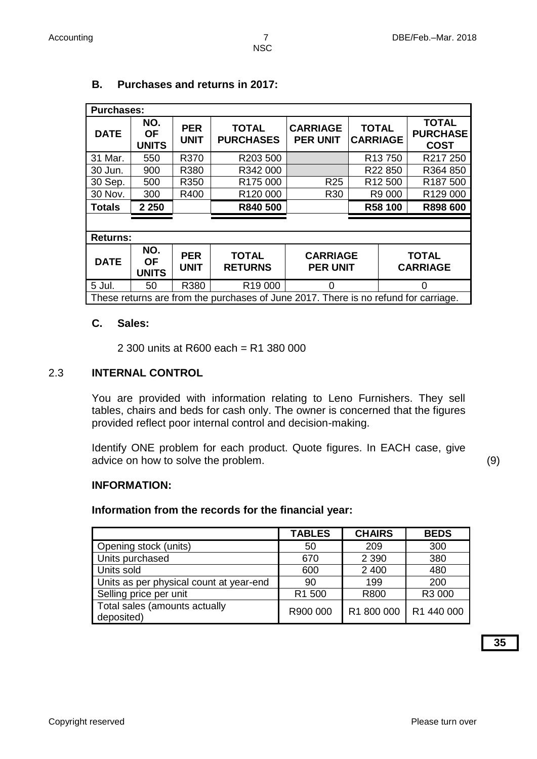## B. Purchases and returns in 2017:

**Purchases:**

| DATE | NO. OF UNITS | PER UNIT | TOTAL PURCHASES | CARRIAGE PER UNIT | TOTAL CARRIAGE | TOTAL PURCHASE COST |
|---|---|---|---|---|---|---|
| 31 Mar. | 550 | R370 | R203 500 | | R13 750 | R217 250 |
| 30 Jun. | 900 | R380 | R342 000 | | R22 850 | R364 850 |
| 30 Sep. | 500 | R350 | R175 000 | R25 | R12 500 | R187 500 |
| 30 Nov. | 300 | R400 | R120 000 | R30 | R9 000 | R129 000 |
| **Totals** | **2 250** | | **R840 500** | | **R58 100** | **R898 600** |

**Returns:**

| DATE | NO. OF UNITS | PER UNIT | TOTAL RETURNS | CARRIAGE PER UNIT | TOTAL CARRIAGE |
|---|---|---|---|---|---|
| 5 Jul. | 50 | R380 | R19 000 | 0 | 0 |

These returns are from the purchases of June 2017. There is no refund for carriage.

## C. Sales:

2 300 units at R600 each = R1 380 000

## 2.3 INTERNAL CONTROL

You are provided with information relating to Leno Furnishers. They sell tables, chairs and beds for cash only. The owner is concerned that the figures provided reflect poor internal control and decision-making.

Identify ONE problem for each product. Quote figures. In EACH case, give advice on how to solve the problem. (9)

**INFORMATION:**

**Information from the records for the financial year:**

| | TABLES | CHAIRS | BEDS |
|---|---|---|---|
| Opening stock (units) | 50 | 209 | 300 |
| Units purchased | 670 | 2 390 | 380 |
| Units sold | 600 | 2 400 | 480 |
| Units as per physical count at year-end | 90 | 199 | 200 |
| Selling price per unit | R1 500 | R800 | R3 000 |
| Total sales (amounts actually deposited) | R900 000 | R1 800 000 | R1 440 000 |

**35**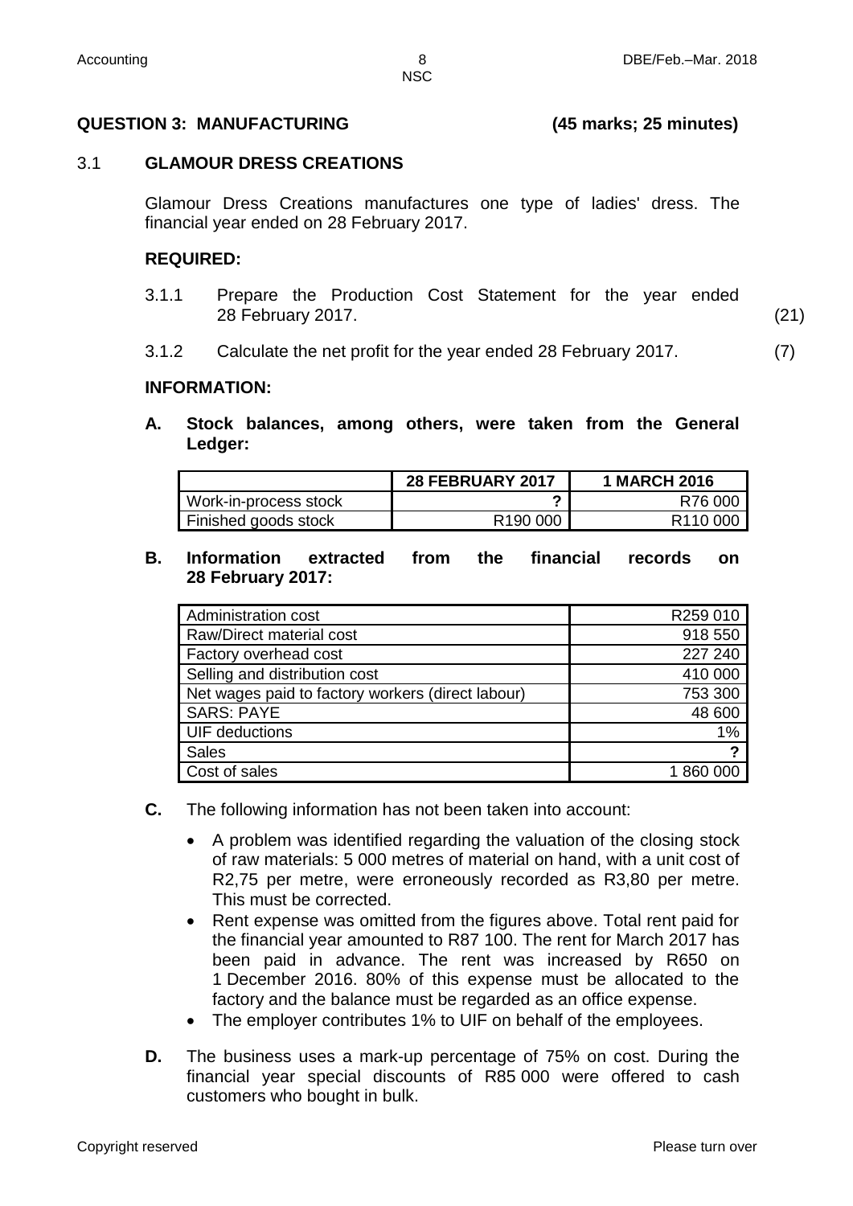## QUESTION 3: MANUFACTURING (45 marks; 25 minutes)

### 3.1 GLAMOUR DRESS CREATIONS

Glamour Dress Creations manufactures one type of ladies' dress. The financial year ended on 28 February 2017.

**REQUIRED:**

3.1.1 Prepare the Production Cost Statement for the year ended 28 February 2017. (21)

3.1.2 Calculate the net profit for the year ended 28 February 2017. (7)

**INFORMATION:**

**A. Stock balances, among others, were taken from the General Ledger:**

| | 28 FEBRUARY 2017 | 1 MARCH 2016 |
|---|---|---|
| Work-in-process stock | ? | R76 000 |
| Finished goods stock | R190 000 | R110 000 |

**B. Information extracted from the financial records on 28 February 2017:**

| | |
|---|---|
| Administration cost | R259 010 |
| Raw/Direct material cost | 918 550 |
| Factory overhead cost | 227 240 |
| Selling and distribution cost | 410 000 |
| Net wages paid to factory workers (direct labour) | 753 300 |
| SARS: PAYE | 48 600 |
| UIF deductions | 1% |
| Sales | ? |
| Cost of sales | 1 860 000 |

**C.** The following information has not been taken into account:

- A problem was identified regarding the valuation of the closing stock of raw materials: 5 000 metres of material on hand, with a unit cost of R2,75 per metre, were erroneously recorded as R3,80 per metre. This must be corrected.
- Rent expense was omitted from the figures above. Total rent paid for the financial year amounted to R87 100. The rent for March 2017 has been paid in advance. The rent was increased by R650 on 1 December 2016. 80% of this expense must be allocated to the factory and the balance must be regarded as an office expense.
- The employer contributes 1% to UIF on behalf of the employees.

**D.** The business uses a mark-up percentage of 75% on cost. During the financial year special discounts of R85 000 were offered to cash customers who bought in bulk.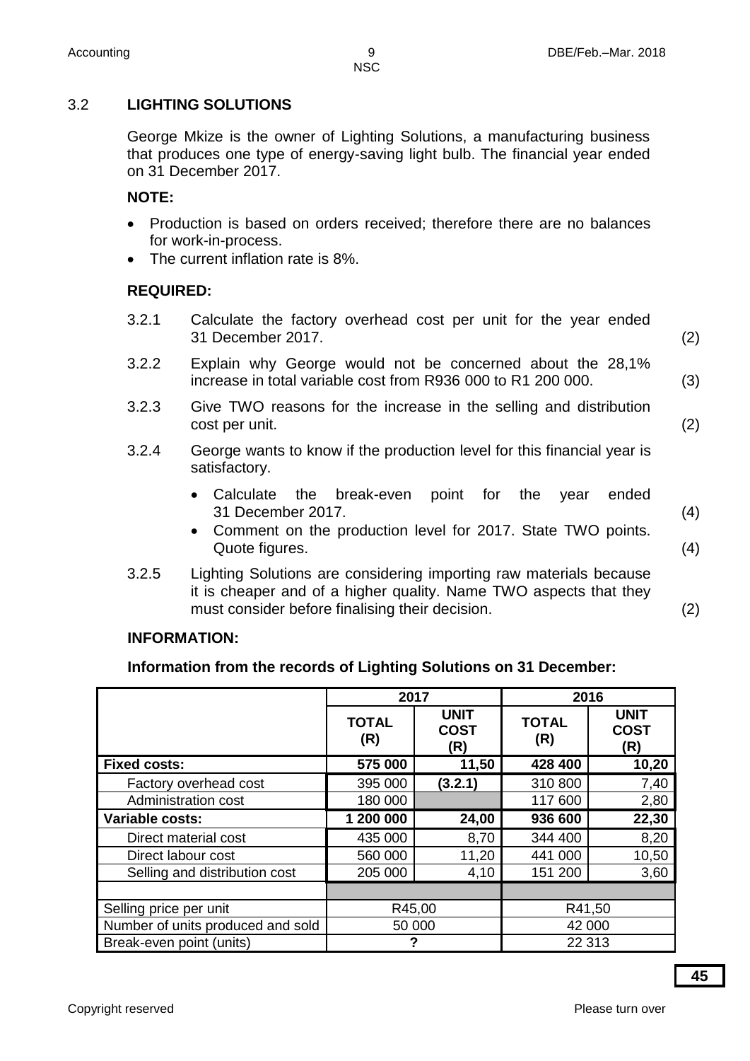## 3.2 LIGHTING SOLUTIONS

George Mkize is the owner of Lighting Solutions, a manufacturing business that produces one type of energy-saving light bulb. The financial year ended on 31 December 2017.

**NOTE:**

- Production is based on orders received; therefore there are no balances for work-in-process.
- The current inflation rate is 8%.

**REQUIRED:**

3.2.1 Calculate the factory overhead cost per unit for the year ended 31 December 2017. (2)

3.2.2 Explain why George would not be concerned about the 28,1% increase in total variable cost from R936 000 to R1 200 000. (3)

3.2.3 Give TWO reasons for the increase in the selling and distribution cost per unit. (2)

3.2.4 George wants to know if the production level for this financial year is satisfactory.

- Calculate the break-even point for the year ended 31 December 2017. (4)
- Comment on the production level for 2017. State TWO points. Quote figures. (4)

3.2.5 Lighting Solutions are considering importing raw materials because it is cheaper and of a higher quality. Name TWO aspects that they must consider before finalising their decision. (2)

**INFORMATION:**

**Information from the records of Lighting Solutions on 31 December:**

| | 2017 | | 2016 | |
|---|---|---|---|---|
| | **TOTAL (R)** | **UNIT COST (R)** | **TOTAL (R)** | **UNIT COST (R)** |
| **Fixed costs:** | **575 000** | **11,50** | **428 400** | **10,20** |
| Factory overhead cost | 395 000 | **(3.2.1)** | 310 800 | 7,40 |
| Administration cost | 180 000 | | 117 600 | 2,80 |
| **Variable costs:** | **1 200 000** | **24,00** | **936 600** | **22,30** |
| Direct material cost | 435 000 | 8,70 | 344 400 | 8,20 |
| Direct labour cost | 560 000 | 11,20 | 441 000 | 10,50 |
| Selling and distribution cost | 205 000 | 4,10 | 151 200 | 3,60 |
| | | | | |
| Selling price per unit | R45,00 | | R41,50 | |
| Number of units produced and sold | 50 000 | | 42 000 | |
| Break-even point (units) | **?** | | 22 313 | |

**45**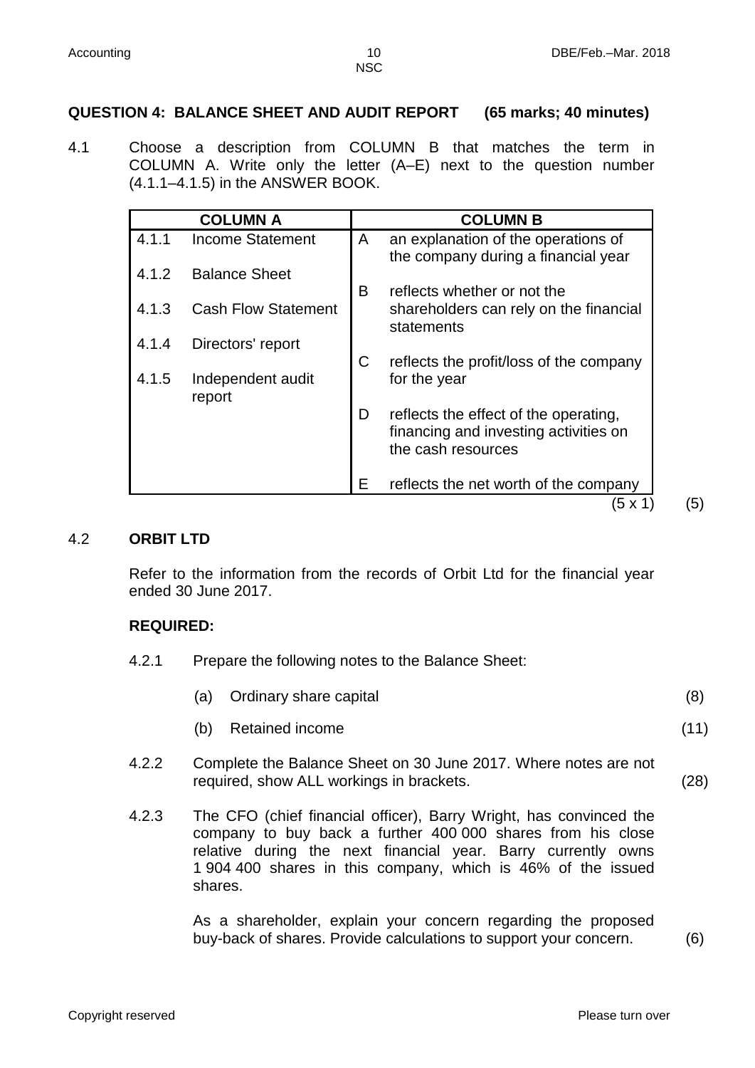## QUESTION 4: BALANCE SHEET AND AUDIT REPORT (65 marks; 40 minutes)

4.1 Choose a description from COLUMN B that matches the term in COLUMN A. Write only the letter (A–E) next to the question number (4.1.1–4.1.5) in the ANSWER BOOK.

| COLUMN A | | COLUMN B | |
|---|---|---|---|
| 4.1.1 | Income Statement | A | an explanation of the operations of the company during a financial year |
| 4.1.2 | Balance Sheet | B | reflects whether or not the shareholders can rely on the financial statements |
| 4.1.3 | Cash Flow Statement | C | reflects the profit/loss of the company for the year |
| 4.1.4 | Directors' report | D | reflects the effect of the operating, financing and investing activities on the cash resources |
| 4.1.5 | Independent audit report | E | reflects the net worth of the company |

(5 x 1) (5)

4.2 **ORBIT LTD**

Refer to the information from the records of Orbit Ltd for the financial year ended 30 June 2017.

**REQUIRED:**

4.2.1 Prepare the following notes to the Balance Sheet:

(a) Ordinary share capital (8)

(b) Retained income (11)

4.2.2 Complete the Balance Sheet on 30 June 2017. Where notes are not required, show ALL workings in brackets. (28)

4.2.3 The CFO (chief financial officer), Barry Wright, has convinced the company to buy back a further 400 000 shares from his close relative during the next financial year. Barry currently owns 1 904 400 shares in this company, which is 46% of the issued shares.

As a shareholder, explain your concern regarding the proposed buy-back of shares. Provide calculations to support your concern. (6)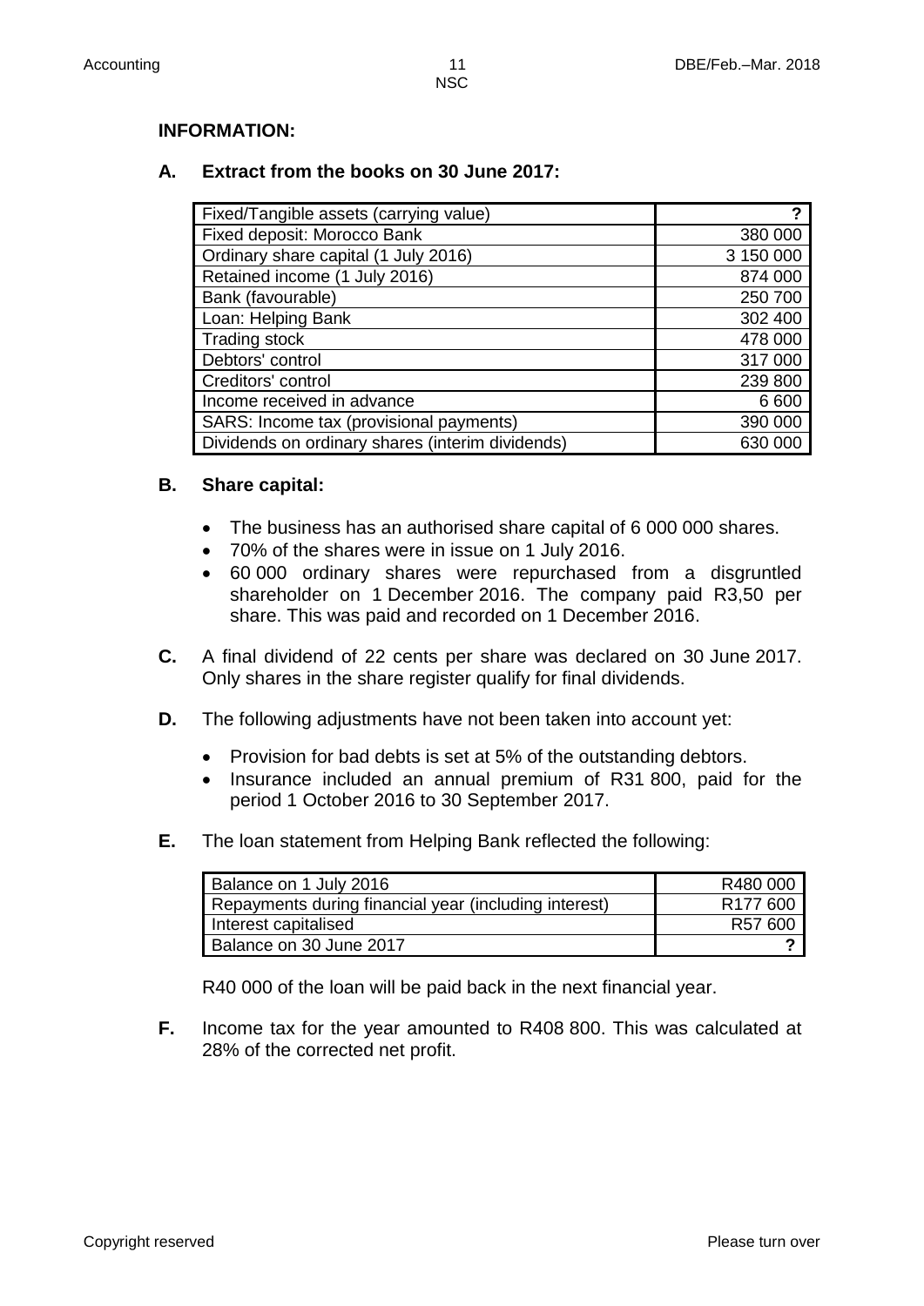**INFORMATION:**

**A. Extract from the books on 30 June 2017:**

| | |
|---|---:|
| Fixed/Tangible assets (carrying value) | **?** |
| Fixed deposit: Morocco Bank | 380 000 |
| Ordinary share capital (1 July 2016) | 3 150 000 |
| Retained income (1 July 2016) | 874 000 |
| Bank (favourable) | 250 700 |
| Loan: Helping Bank | 302 400 |
| Trading stock | 478 000 |
| Debtors' control | 317 000 |
| Creditors' control | 239 800 |
| Income received in advance | 6 600 |
| SARS: Income tax (provisional payments) | 390 000 |
| Dividends on ordinary shares (interim dividends) | 630 000 |

**B. Share capital:**

- The business has an authorised share capital of 6 000 000 shares.
- 70% of the shares were in issue on 1 July 2016.
- 60 000 ordinary shares were repurchased from a disgruntled shareholder on 1 December 2016. The company paid R3,50 per share. This was paid and recorded on 1 December 2016.

**C.** A final dividend of 22 cents per share was declared on 30 June 2017. Only shares in the share register qualify for final dividends.

**D.** The following adjustments have not been taken into account yet:

- Provision for bad debts is set at 5% of the outstanding debtors.
- Insurance included an annual premium of R31 800, paid for the period 1 October 2016 to 30 September 2017.

**E.** The loan statement from Helping Bank reflected the following:

| | |
|---|---:|
| Balance on 1 July 2016 | R480 000 |
| Repayments during financial year (including interest) | R177 600 |
| Interest capitalised | R57 600 |
| Balance on 30 June 2017 | **?** |

R40 000 of the loan will be paid back in the next financial year.

**F.** Income tax for the year amounted to R408 800. This was calculated at 28% of the corrected net profit.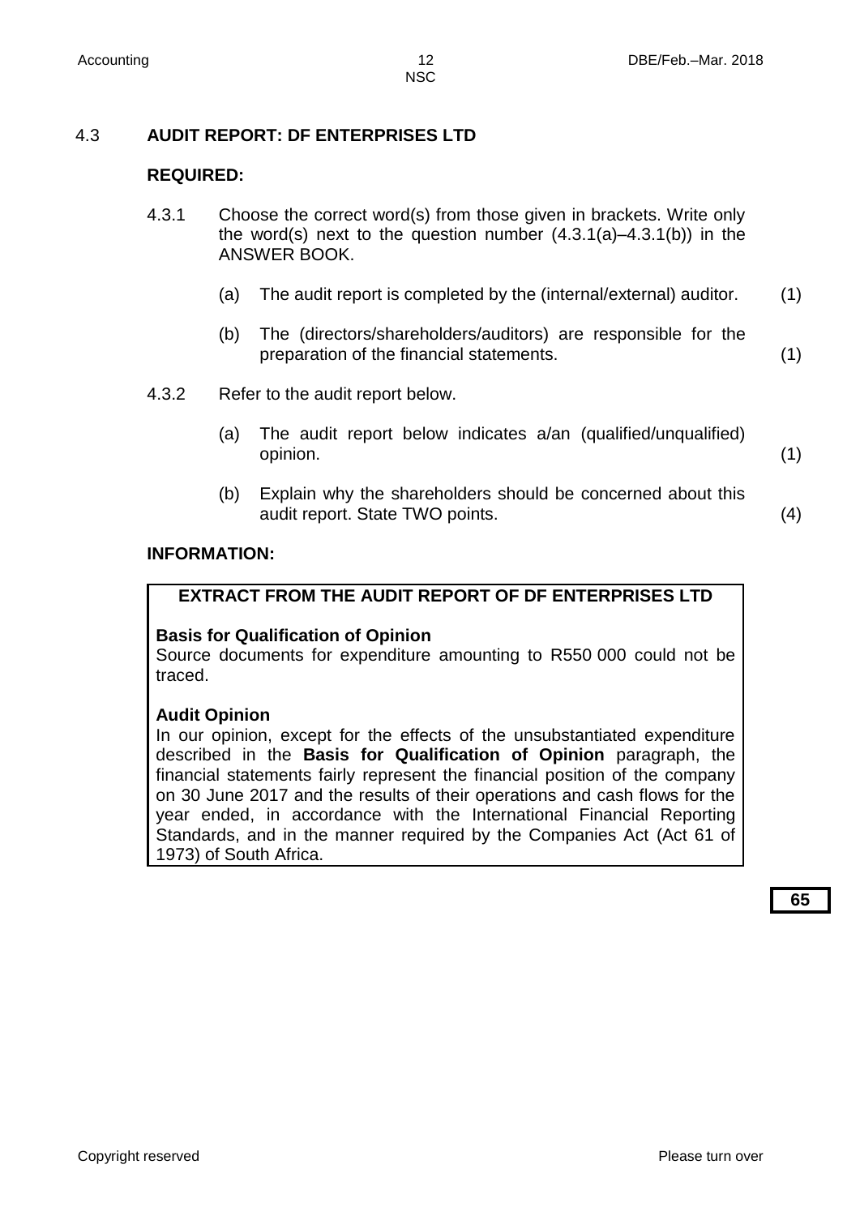## 4.3 AUDIT REPORT: DF ENTERPRISES LTD

**REQUIRED:**

4.3.1 Choose the correct word(s) from those given in brackets. Write only the word(s) next to the question number (4.3.1(a)–4.3.1(b)) in the ANSWER BOOK.

(a) The audit report is completed by the (internal/external) auditor. (1)

(b) The (directors/shareholders/auditors) are responsible for the preparation of the financial statements. (1)

4.3.2 Refer to the audit report below.

(a) The audit report below indicates a/an (qualified/unqualified) opinion. (1)

(b) Explain why the shareholders should be concerned about this audit report. State TWO points. (4)

**INFORMATION:**

**EXTRACT FROM THE AUDIT REPORT OF DF ENTERPRISES LTD**

**Basis for Qualification of Opinion**
Source documents for expenditure amounting to R550 000 could not be traced.

**Audit Opinion**
In our opinion, except for the effects of the unsubstantiated expenditure described in the **Basis for Qualification of Opinion** paragraph, the financial statements fairly represent the financial position of the company on 30 June 2017 and the results of their operations and cash flows for the year ended, in accordance with the International Financial Reporting Standards, and in the manner required by the Companies Act (Act 61 of 1973) of South Africa.

**65**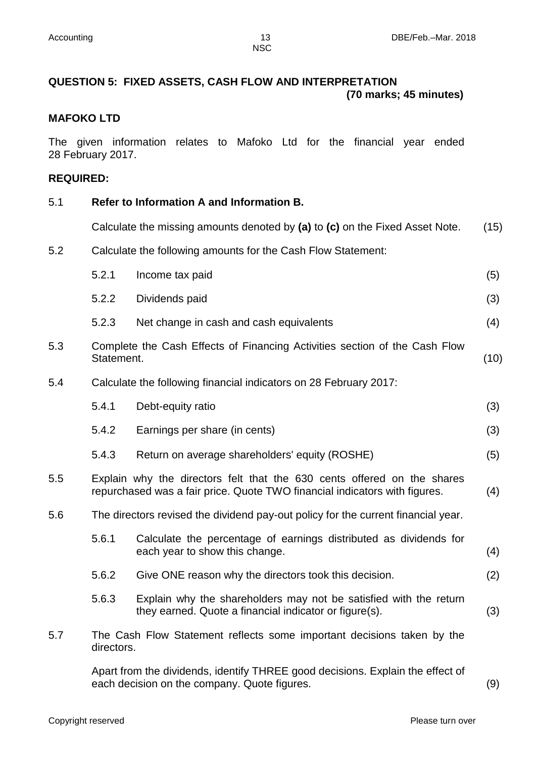## QUESTION 5: FIXED ASSETS, CASH FLOW AND INTERPRETATION

**(70 marks; 45 minutes)**

### MAFOKO LTD

The given information relates to Mafoko Ltd for the financial year ended 28 February 2017.

**REQUIRED:**

| | | | |
|---|---|---|---|
| 5.1 | **Refer to Information A and Information B.** | | |
| | Calculate the missing amounts denoted by **(a)** to **(c)** on the Fixed Asset Note. | | (15) |
| 5.2 | Calculate the following amounts for the Cash Flow Statement: | | |
| | 5.2.1 | Income tax paid | (5) |
| | 5.2.2 | Dividends paid | (3) |
| | 5.2.3 | Net change in cash and cash equivalents | (4) |
| 5.3 | Complete the Cash Effects of Financing Activities section of the Cash Flow Statement. | | (10) |
| 5.4 | Calculate the following financial indicators on 28 February 2017: | | |
| | 5.4.1 | Debt-equity ratio | (3) |
| | 5.4.2 | Earnings per share (in cents) | (3) |
| | 5.4.3 | Return on average shareholders' equity (ROSHE) | (5) |
| 5.5 | Explain why the directors felt that the 630 cents offered on the shares repurchased was a fair price. Quote TWO financial indicators with figures. | | (4) |
| 5.6 | The directors revised the dividend pay-out policy for the current financial year. | | |
| | 5.6.1 | Calculate the percentage of earnings distributed as dividends for each year to show this change. | (4) |
| | 5.6.2 | Give ONE reason why the directors took this decision. | (2) |
| | 5.6.3 | Explain why the shareholders may not be satisfied with the return they earned. Quote a financial indicator or figure(s). | (3) |
| 5.7 | The Cash Flow Statement reflects some important decisions taken by the directors. | | |
| | Apart from the dividends, identify THREE good decisions. Explain the effect of each decision on the company. Quote figures. | | (9) |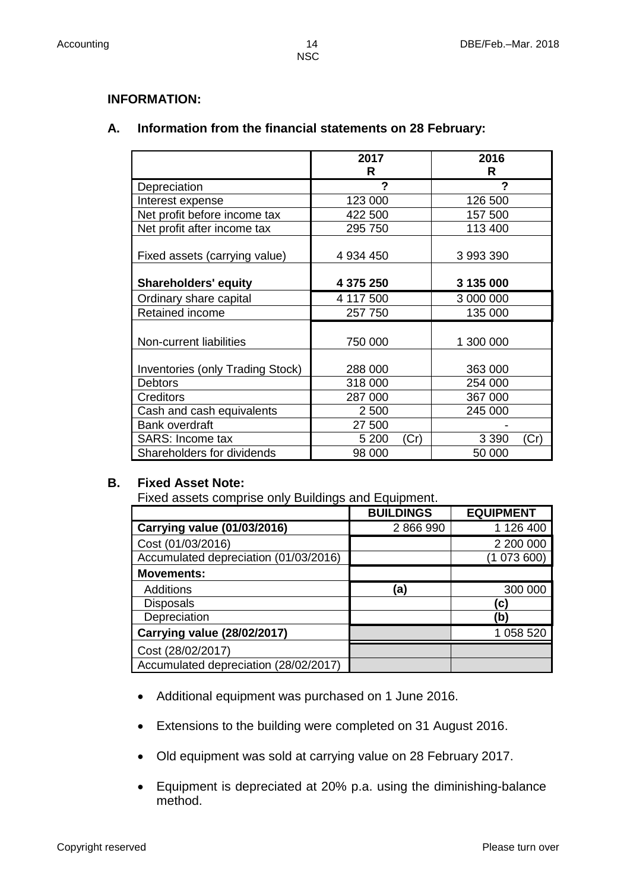**INFORMATION:**

**A. Information from the financial statements on 28 February:**

| | 2017<br>R | 2016<br>R |
|---|---|---|
| Depreciation | ? | ? |
| Interest expense | 123 000 | 126 500 |
| Net profit before income tax | 422 500 | 157 500 |
| Net profit after income tax | 295 750 | 113 400 |
| Fixed assets (carrying value) | 4 934 450 | 3 993 390 |
| **Shareholders' equity** | **4 375 250** | **3 135 000** |
| Ordinary share capital | 4 117 500 | 3 000 000 |
| Retained income | 257 750 | 135 000 |
| Non-current liabilities | 750 000 | 1 300 000 |
| Inventories (only Trading Stock) | 288 000 | 363 000 |
| Debtors | 318 000 | 254 000 |
| Creditors | 287 000 | 367 000 |
| Cash and cash equivalents | 2 500 | 245 000 |
| Bank overdraft | 27 500 | - |
| SARS: Income tax | 5 200 (Cr) | 3 390 (Cr) |
| Shareholders for dividends | 98 000 | 50 000 |

**B. Fixed Asset Note:**

Fixed assets comprise only Buildings and Equipment.

| | BUILDINGS | EQUIPMENT |
|---|---|---|
| **Carrying value (01/03/2016)** | 2 866 990 | 1 126 400 |
| Cost (01/03/2016) | | 2 200 000 |
| Accumulated depreciation (01/03/2016) | | (1 073 600) |
| **Movements:** | | |
| Additions | **(a)** | 300 000 |
| Disposals | | **(c)** |
| Depreciation | | **(b)** |
| **Carrying value (28/02/2017)** | | 1 058 520 |
| Cost (28/02/2017) | | |
| Accumulated depreciation (28/02/2017) | | |

- Additional equipment was purchased on 1 June 2016.
- Extensions to the building were completed on 31 August 2016.
- Old equipment was sold at carrying value on 28 February 2017.
- Equipment is depreciated at 20% p.a. using the diminishing-balance method.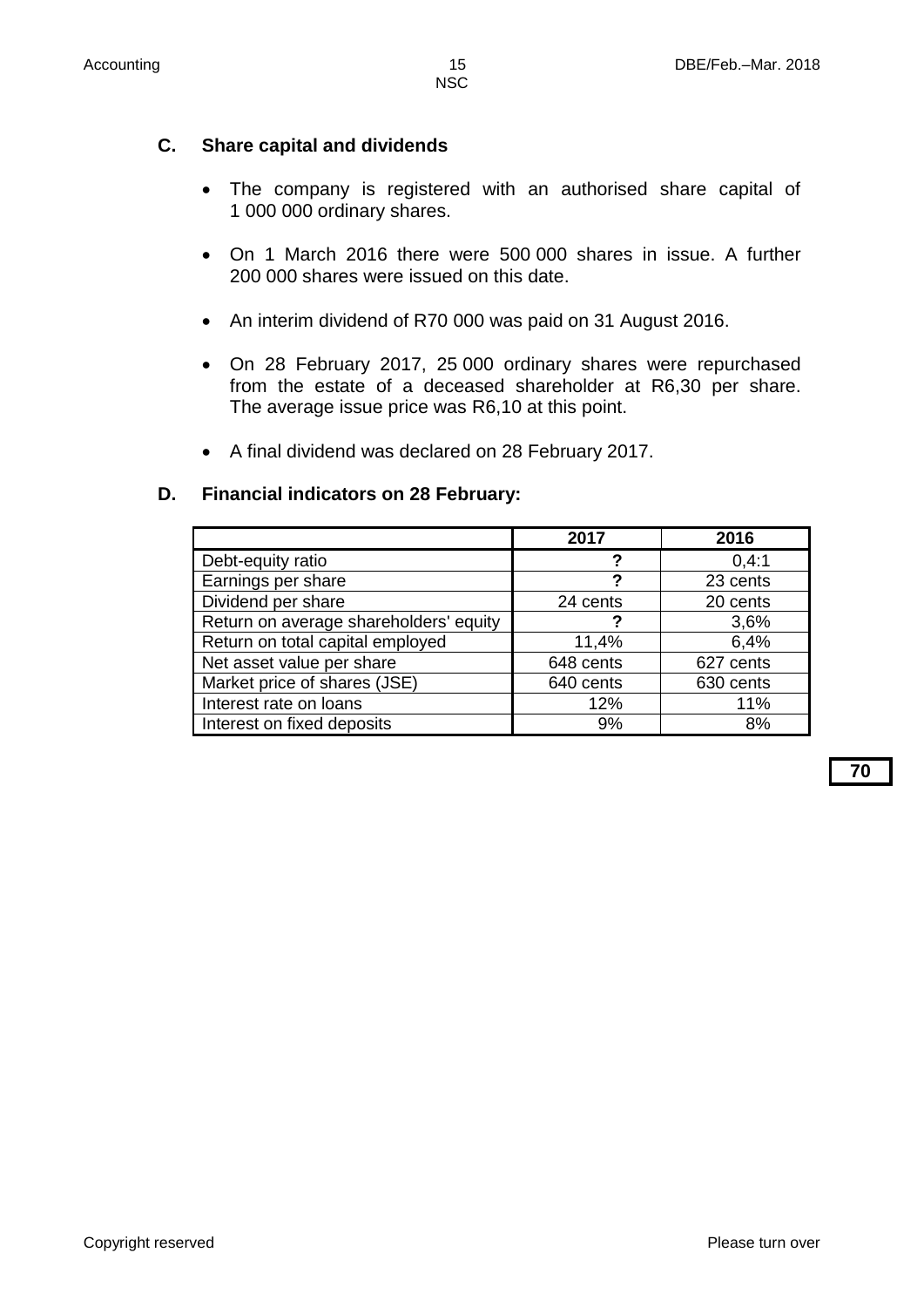### C. Share capital and dividends

- The company is registered with an authorised share capital of 1 000 000 ordinary shares.
- On 1 March 2016 there were 500 000 shares in issue. A further 200 000 shares were issued on this date.
- An interim dividend of R70 000 was paid on 31 August 2016.
- On 28 February 2017, 25 000 ordinary shares were repurchased from the estate of a deceased shareholder at R6,30 per share. The average issue price was R6,10 at this point.
- A final dividend was declared on 28 February 2017.

### D. Financial indicators on 28 February:

| | 2017 | 2016 |
|---|---|---|
| Debt-equity ratio | ? | 0,4:1 |
| Earnings per share | ? | 23 cents |
| Dividend per share | 24 cents | 20 cents |
| Return on average shareholders' equity | ? | 3,6% |
| Return on total capital employed | 11,4% | 6,4% |
| Net asset value per share | 648 cents | 627 cents |
| Market price of shares (JSE) | 640 cents | 630 cents |
| Interest rate on loans | 12% | 11% |
| Interest on fixed deposits | 9% | 8% |

**70**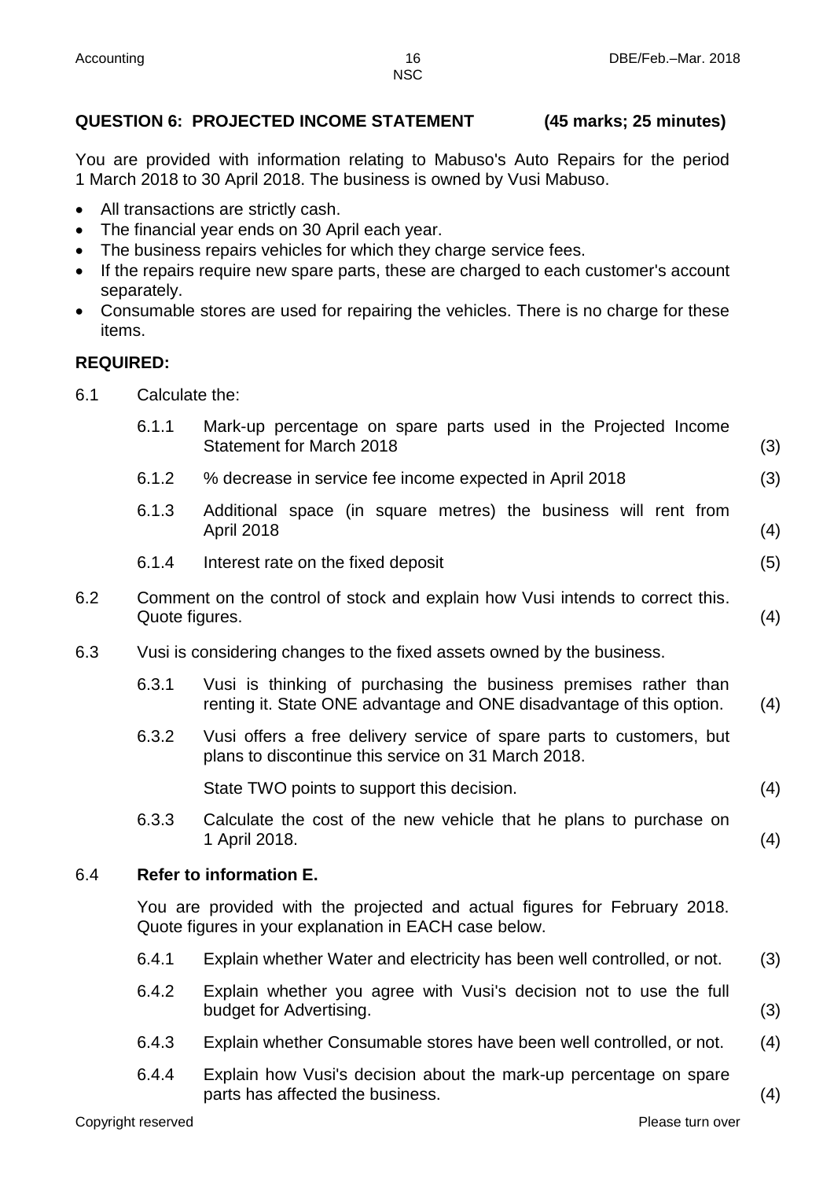## QUESTION 6: PROJECTED INCOME STATEMENT (45 marks; 25 minutes)

You are provided with information relating to Mabuso's Auto Repairs for the period 1 March 2018 to 30 April 2018. The business is owned by Vusi Mabuso.

- All transactions are strictly cash.
- The financial year ends on 30 April each year.
- The business repairs vehicles for which they charge service fees.
- If the repairs require new spare parts, these are charged to each customer's account separately.
- Consumable stores are used for repairing the vehicles. There is no charge for these items.

### REQUIRED:

6.1 Calculate the:

| | | |
|---|---|---|
| 6.1.1 | Mark-up percentage on spare parts used in the Projected Income Statement for March 2018 | (3) |
| 6.1.2 | % decrease in service fee income expected in April 2018 | (3) |
| 6.1.3 | Additional space (in square metres) the business will rent from April 2018 | (4) |
| 6.1.4 | Interest rate on the fixed deposit | (5) |

6.2 Comment on the control of stock and explain how Vusi intends to correct this. Quote figures. (4)

6.3 Vusi is considering changes to the fixed assets owned by the business.

6.3.1 Vusi is thinking of purchasing the business premises rather than renting it. State ONE advantage and ONE disadvantage of this option. (4)

6.3.2 Vusi offers a free delivery service of spare parts to customers, but plans to discontinue this service on 31 March 2018.

State TWO points to support this decision. (4)

6.3.3 Calculate the cost of the new vehicle that he plans to purchase on 1 April 2018. (4)

6.4 **Refer to information E.**

You are provided with the projected and actual figures for February 2018. Quote figures in your explanation in EACH case below.

| | | |
|---|---|---|
| 6.4.1 | Explain whether Water and electricity has been well controlled, or not. | (3) |
| 6.4.2 | Explain whether you agree with Vusi's decision not to use the full budget for Advertising. | (3) |
| 6.4.3 | Explain whether Consumable stores have been well controlled, or not. | (4) |
| 6.4.4 | Explain how Vusi's decision about the mark-up percentage on spare parts has affected the business. | (4) |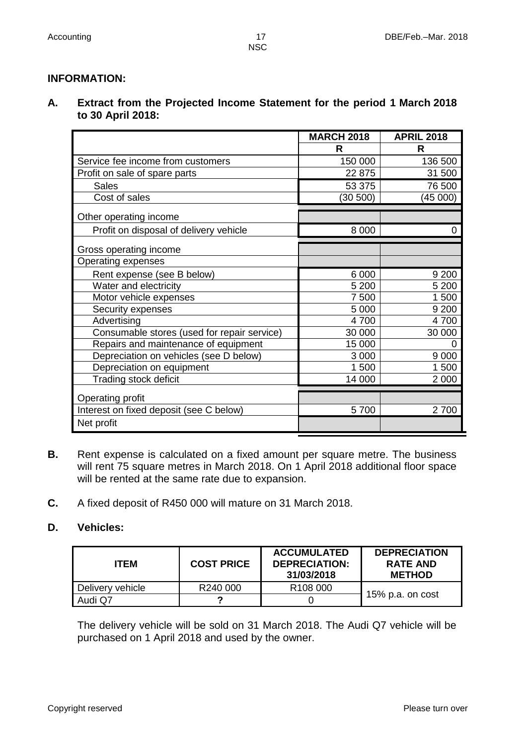**INFORMATION:**

**A. Extract from the Projected Income Statement for the period 1 March 2018 to 30 April 2018:**

| | MARCH 2018 | APRIL 2018 |
|---|---|---|
| | R | R |
| Service fee income from customers | 150 000 | 136 500 |
| Profit on sale of spare parts | 22 875 | 31 500 |
| Sales | 53 375 | 76 500 |
| Cost of sales | (30 500) | (45 000) |
| Other operating income | | |
| Profit on disposal of delivery vehicle | 8 000 | 0 |
| Gross operating income | | |
| Operating expenses | | |
| Rent expense (see B below) | 6 000 | 9 200 |
| Water and electricity | 5 200 | 5 200 |
| Motor vehicle expenses | 7 500 | 1 500 |
| Security expenses | 5 000 | 9 200 |
| Advertising | 4 700 | 4 700 |
| Consumable stores (used for repair service) | 30 000 | 30 000 |
| Repairs and maintenance of equipment | 15 000 | 0 |
| Depreciation on vehicles (see D below) | 3 000 | 9 000 |
| Depreciation on equipment | 1 500 | 1 500 |
| Trading stock deficit | 14 000 | 2 000 |
| Operating profit | | |
| Interest on fixed deposit (see C below) | 5 700 | 2 700 |
| Net profit | | |

**B.** Rent expense is calculated on a fixed amount per square metre. The business will rent 75 square metres in March 2018. On 1 April 2018 additional floor space will be rented at the same rate due to expansion.

**C.** A fixed deposit of R450 000 will mature on 31 March 2018.

**D. Vehicles:**

| ITEM | COST PRICE | ACCUMULATED DEPRECIATION: 31/03/2018 | DEPRECIATION RATE AND METHOD |
|---|---|---|---|
| Delivery vehicle | R240 000 | R108 000 | 15% p.a. on cost |
| Audi Q7 | ? | 0 | |

The delivery vehicle will be sold on 31 March 2018. The Audi Q7 vehicle will be purchased on 1 April 2018 and used by the owner.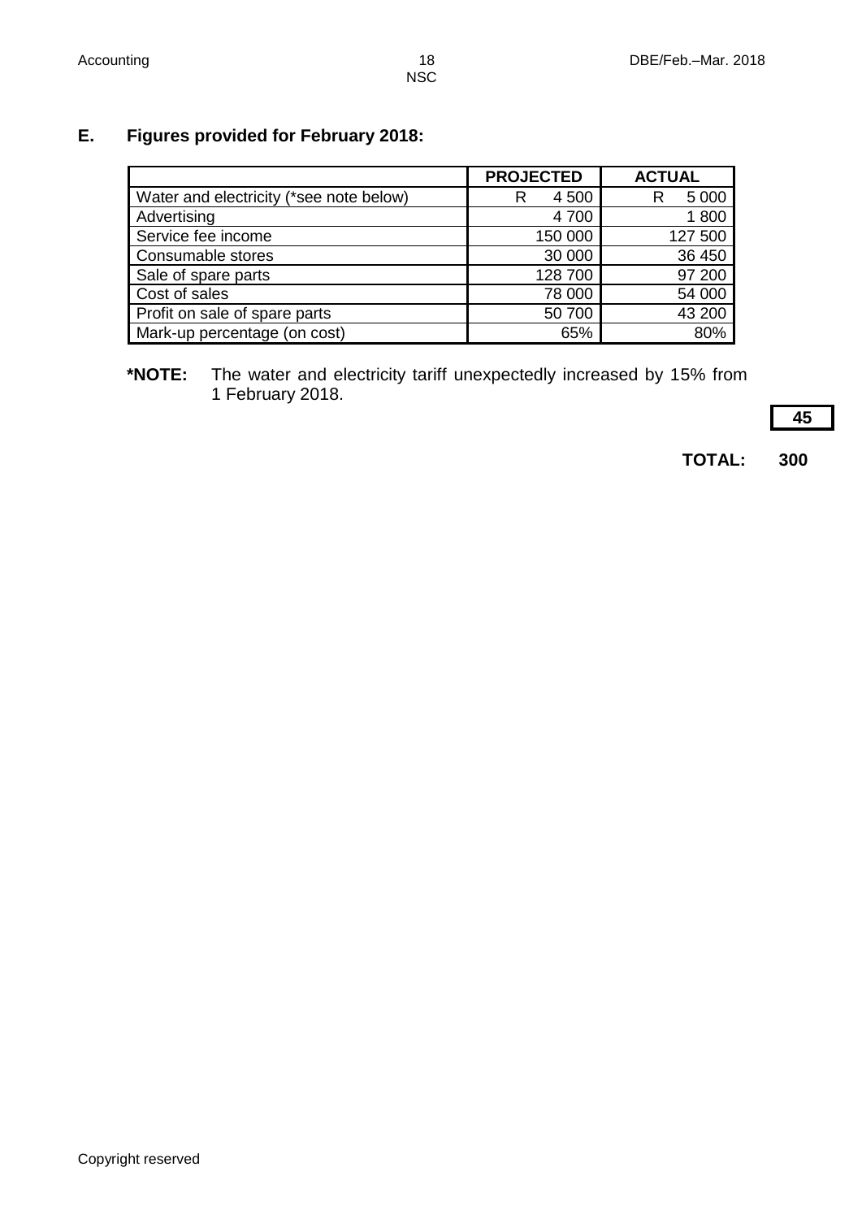**E. Figures provided for February 2018:**

| | PROJECTED | ACTUAL |
|---|---|---|
| Water and electricity (*see note below) | R 4 500 | R 5 000 |
| Advertising | 4 700 | 1 800 |
| Service fee income | 150 000 | 127 500 |
| Consumable stores | 30 000 | 36 450 |
| Sale of spare parts | 128 700 | 97 200 |
| Cost of sales | 78 000 | 54 000 |
| Profit on sale of spare parts | 50 700 | 43 200 |
| Mark-up percentage (on cost) | 65% | 80% |

**\*NOTE:** The water and electricity tariff unexpectedly increased by 15% from 1 February 2018.

**45**

**TOTAL: 300**